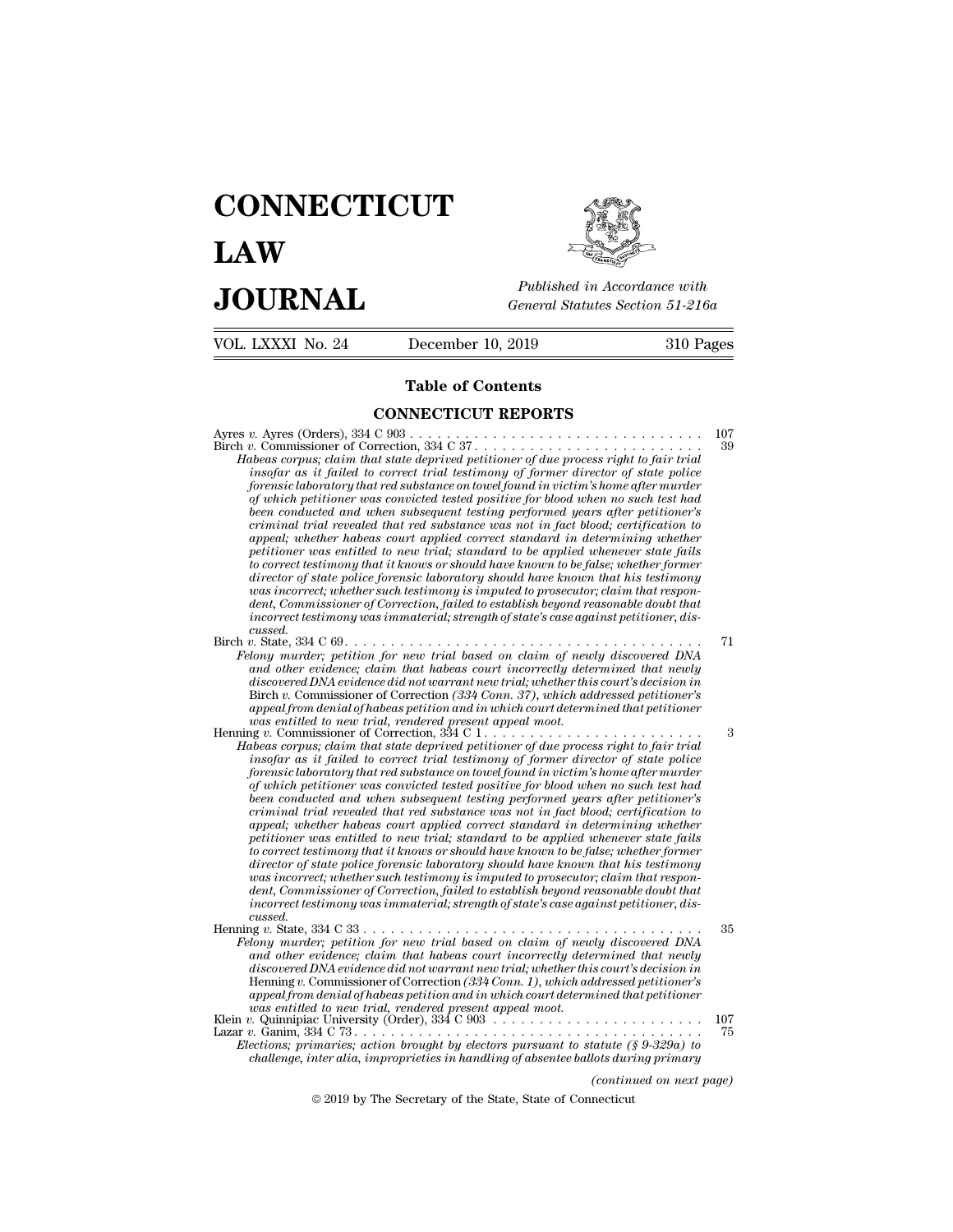# CONNECTICUT LAW JOURNAL

*Published in Accordance with General Statutes Section 51-216a*

VOL. LXXXI No. 24 December 10, 2019 310 Pages

## Table of Contents

### CONNECTICUT REPORTS

Ayres *v.* Ayres (Orders), 334 C 903 . . . . . . . . . . . . . . . . . . . . . . . . . . . . . . . . 107

Birch *v.* Commissioner of Correction, 334 C 37. . . . . . . . . . . . . . . . . . . . . . . . . 39

*Habeas corpus; claim that state deprived petitioner of due process right to fair trial insofar as it failed to correct trial testimony of former director of state police forensic laboratory that red substance on towel found in victim's home after murder of which petitioner was convicted tested positive for blood when no such test had been conducted and when subsequent testing performed years after petitioner's criminal trial revealed that red substance was not in fact blood; certification to appeal; whether habeas court applied correct standard in determining whether petitioner was entitled to new trial; standard to be applied whenever state fails to correct testimony that it knows or should have known to be false; whether former director of state police forensic laboratory should have known that his testimony was incorrect; whether such testimony is imputed to prosecutor; claim that respondent, Commissioner of Correction, failed to establish beyond reasonable doubt that incorrect testimony was immaterial; strength of state's case against petitioner, discussed.*

Birch *v.* State, 334 C 69. . . . . . . . . . . . . . . . . . . . . . . . . . . . . . . . . . . . . . . 71

*Felony murder; petition for new trial based on claim of newly discovered DNA and other evidence; claim that habeas court incorrectly determined that newly discovered DNA evidence did not warrant new trial; whether this court's decision in* Birch *v.* Commissioner of Correction *(334 Conn. 37), which addressed petitioner's appeal from denial of habeas petition and in which court determined that petitioner was entitled to new trial, rendered present appeal moot.*

Henning *v.* Commissioner of Correction, 334 C 1. . . . . . . . . . . . . . . . . . . . . . . . 3

*Habeas corpus; claim that state deprived petitioner of due process right to fair trial insofar as it failed to correct trial testimony of former director of state police forensic laboratory that red substance on towel found in victim's home after murder of which petitioner was convicted tested positive for blood when no such test had been conducted and when subsequent testing performed years after petitioner's criminal trial revealed that red substance was not in fact blood; certification to appeal; whether habeas court applied correct standard in determining whether petitioner was entitled to new trial; standard to be applied whenever state fails to correct testimony that it knows or should have known to be false; whether former director of state police forensic laboratory should have known that his testimony was incorrect; whether such testimony is imputed to prosecutor; claim that respondent, Commissioner of Correction, failed to establish beyond reasonable doubt that incorrect testimony was immaterial; strength of state's case against petitioner, discussed.*

Henning *v.* State, 334 C 33 . . . . . . . . . . . . . . . . . . . . . . . . . . . . . . . . . . . . . . 35

*Felony murder; petition for new trial based on claim of newly discovered DNA and other evidence; claim that habeas court incorrectly determined that newly discovered DNA evidence did not warrant new trial; whether this court's decision in* Henning *v.* Commissioner of Correction *(334 Conn. 1), which addressed petitioner's appeal from denial of habeas petition and in which court determined that petitioner was entitled to new trial, rendered present appeal moot.*

Klein *v.* Quinnipiac University (Order), 334 C 903 . . . . . . . . . . . . . . . . . . . . . . . 107

Lazar *v.* Ganim, 334 C 73 . . . . . . . . . . . . . . . . . . . . . . . . . . . . . . . . . . . . . . . 75

*Elections; primaries; action brought by electors pursuant to statute (§ 9-329a) to challenge, inter alia, improprieties in handling of absentee ballots during primary*

*(continued on next page)*

© 2019 by The Secretary of the State, State of Connecticut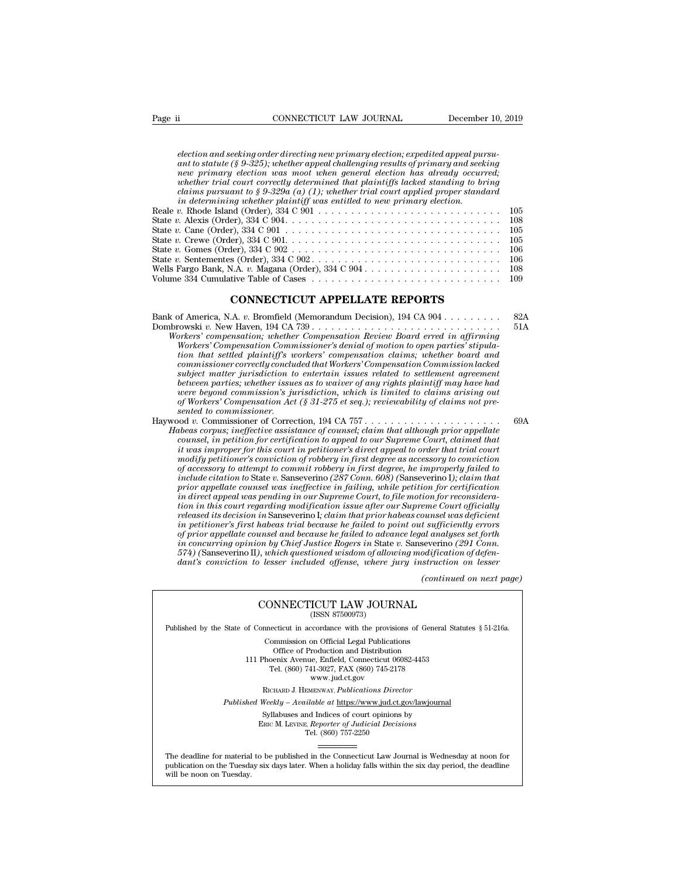*election and seeking order directing new primary election; expedited appeal pursuant to statute (§ 9-325); whether appeal challenging results of primary and seeking new primary election was moot when general election has already occurred; whether trial court correctly determined that plaintiffs lacked standing to bring claims pursuant to § 9-329a (a) (1); whether trial court applied proper standard in determining whether plaintiff was entitled to new primary election.*

Reale *v.* Rhode Island (Order), 334 C 901 . . . . . . . . . . . . . . . . . . . . . . . . . . . . 105
State *v.* Alexis (Order), 334 C 904. . . . . . . . . . . . . . . . . . . . . . . . . . . . . . . . 108
State *v.* Cane (Order), 334 C 901 . . . . . . . . . . . . . . . . . . . . . . . . . . . . . . . . 105
State *v.* Crewe (Order), 334 C 901. . . . . . . . . . . . . . . . . . . . . . . . . . . . . . . . 105
State *v.* Gomes (Order), 334 C 902 . . . . . . . . . . . . . . . . . . . . . . . . . . . . . . . 106
State *v.* Sentementes (Order), 334 C 902 . . . . . . . . . . . . . . . . . . . . . . . . . . . . 106
Wells Fargo Bank, N.A. *v.* Magana (Order), 334 C 904 . . . . . . . . . . . . . . . . . . . . . 108
Volume 334 Cumulative Table of Cases . . . . . . . . . . . . . . . . . . . . . . . . . . . . . 109

## CONNECTICUT APPELLATE REPORTS

Bank of America, N.A. *v.* Bromfield (Memorandum Decision), 194 CA 904 . . . . . . . . . 82A
Dombrowski *v.* New Haven, 194 CA 739 . . . . . . . . . . . . . . . . . . . . . . . . . . . . . 51A
*Workers' compensation; whether Compensation Review Board erred in affirming Workers' Compensation Commissioner's denial of motion to open parties' stipulation that settled plaintiff's workers' compensation claims; whether board and commissioner correctly concluded that Workers' Compensation Commission lacked subject matter jurisdiction to entertain issues related to settlement agreement between parties; whether issues as to waiver of any rights plaintiff may have had were beyond commission's jurisdiction, which is limited to claims arising out of Workers' Compensation Act (§ 31-275 et seq.); reviewability of claims not presented to commissioner.*

Haywood *v.* Commissioner of Correction, 194 CA 757 . . . . . . . . . . . . . . . . . . . . . 69A
*Habeas corpus; ineffective assistance of counsel; claim that although prior appellate counsel, in petition for certification to appeal to our Supreme Court, claimed that it was improper for this court in petitioner's direct appeal to order that trial court modify petitioner's conviction of robbery in first degree as accessory to conviction of accessory to attempt to commit robbery in first degree, he improperly failed to include citation to* State *v.* Sanseverino *(287 Conn. 608)* (Sanseverino I)*; claim that prior appellate counsel was ineffective in failing, while petition for certification in direct appeal was pending in our Supreme Court, to file motion for reconsideration in this court regarding modification issue after our Supreme Court officially released its decision in* Sanseverino I*; claim that prior habeas counsel was deficient in petitioner's first habeas trial because he failed to point out sufficiently errors of prior appellate counsel and because he failed to advance legal analyses set forth in concurring opinion by Chief Justice Rogers in* State *v.* Sanseverino *(291 Conn. 574)* (Sanseverino II)*, which questioned wisdom of allowing modification of defendant's conviction to lesser included offense, where jury instruction on lesser*

*(continued on next page)*

---

**CONNECTICUT LAW JOURNAL**
(ISSN 87500973)

Published by the State of Connecticut in accordance with the provisions of General Statutes § 51-216a.

Commission on Official Legal Publications
Office of Production and Distribution
111 Phoenix Avenue, Enfield, Connecticut 06082-4453
Tel. (860) 741-3027, FAX (860) 745-2178
www.jud.ct.gov

Richard J. Hemenway, *Publications Director*

*Published Weekly – Available at* https://www.jud.ct.gov/lawjournal

Syllabuses and Indices of court opinions by
Eric M. Levine, *Reporter of Judicial Decisions*
Tel. (860) 757-2250

The deadline for material to be published in the Connecticut Law Journal is Wednesday at noon for publication on the Tuesday six days later. When a holiday falls within the six day period, the deadline will be noon on Tuesday.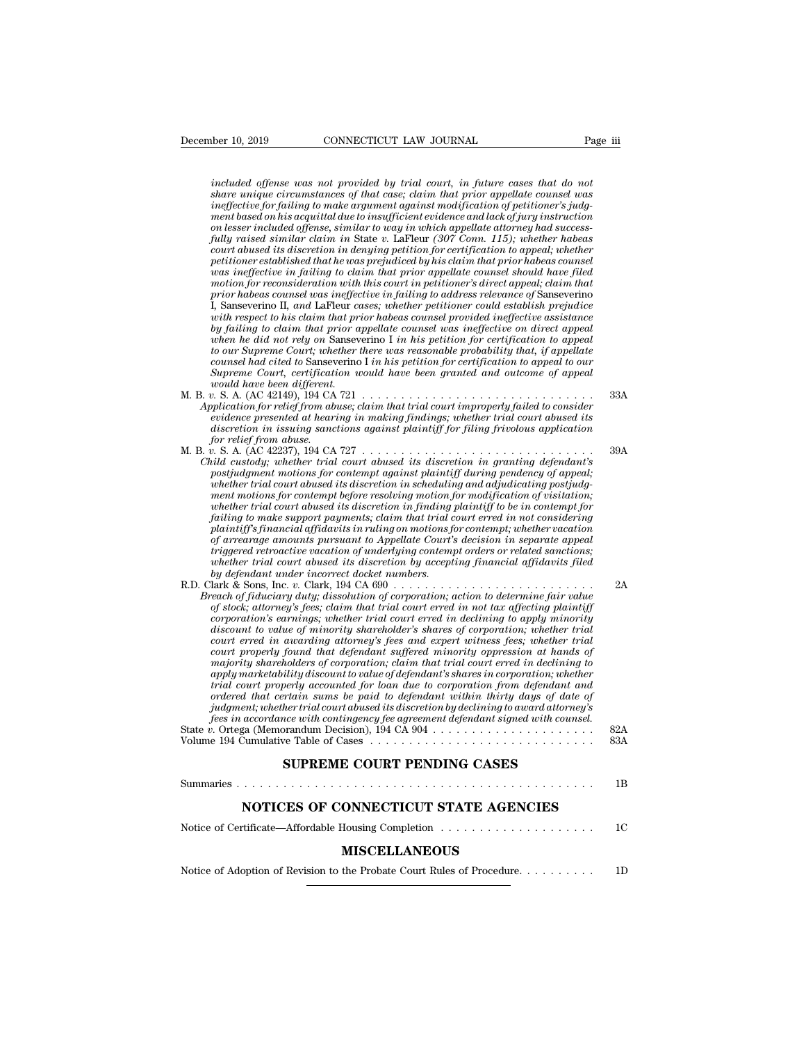*included offense was not provided by trial court, in future cases that do not share unique circumstances of that case; claim that prior appellate counsel was ineffective for failing to make argument against modification of petitioner's judgment based on his acquittal due to insufficient evidence and lack of jury instruction on lesser included offense, similar to way in which appellate attorney had successfully raised similar claim in* State *v.* LaFleur *(307 Conn. 115); whether habeas court abused its discretion in denying petition for certification to appeal; whether petitioner established that he was prejudiced by his claim that prior habeas counsel was ineffective in failing to claim that prior appellate counsel should have filed motion for reconsideration with this court in petitioner's direct appeal; claim that prior habeas counsel was ineffective in failing to address relevance of* Sanseverino I, Sanseverino II, *and* LaFleur *cases; whether petitioner could establish prejudice with respect to his claim that prior habeas counsel provided ineffective assistance by failing to claim that prior appellate counsel was ineffective on direct appeal when he did not rely on* Sanseverino I *in his petition for certification to appeal to our Supreme Court; whether there was reasonable probability that, if appellate counsel had cited to* Sanseverino I *in his petition for certification to appeal to our Supreme Court, certification would have been granted and outcome of appeal would have been different.*

M. B. *v.* S. A. (AC 42149), 194 CA 721 . . . . . . . . . . . . . . . . . . . . . . . . . . . . . . 33A

*Application for relief from abuse; claim that trial court improperly failed to consider evidence presented at hearing in making findings; whether trial court abused its discretion in issuing sanctions against plaintiff for filing frivolous application for relief from abuse.*

M. B. *v.* S. A. (AC 42237), 194 CA 727 . . . . . . . . . . . . . . . . . . . . . . . . . . . . . . 39A

*Child custody; whether trial court abused its discretion in granting defendant's postjudgment motions for contempt against plaintiff during pendency of appeal; whether trial court abused its discretion in scheduling and adjudicating postjudgment motions for contempt before resolving motion for modification of visitation; whether trial court abused its discretion in finding plaintiff to be in contempt for failing to make support payments; claim that trial court erred in not considering plaintiff's financial affidavits in ruling on motions for contempt; whether vacation of arrearage amounts pursuant to Appellate Court's decision in separate appeal triggered retroactive vacation of underlying contempt orders or related sanctions; whether trial court abused its discretion by accepting financial affidavits filed by defendant under incorrect docket numbers.*

R.D. Clark & Sons, Inc. *v.* Clark, 194 CA 690 . . . . . . . . . . . . . . . . . . . . . . . . . 2A

*Breach of fiduciary duty; dissolution of corporation; action to determine fair value of stock; attorney's fees; claim that trial court erred in not tax affecting plaintiff corporation's earnings; whether trial court erred in declining to apply minority discount to value of minority shareholder's shares of corporation; whether trial court erred in awarding attorney's fees and expert witness fees; whether trial court properly found that defendant suffered minority oppression at hands of majority shareholders of corporation; claim that trial court erred in declining to apply marketability discount to value of defendant's shares in corporation; whether trial court properly accounted for loan due to corporation from defendant and ordered that certain sums be paid to defendant within thirty days of date of judgment; whether trial court abused its discretion by declining to award attorney's fees in accordance with contingency fee agreement defendant signed with counsel.*

State *v.* Ortega (Memorandum Decision), 194 CA 904 . . . . . . . . . . . . . . . . . . . . . 82A

Volume 194 Cumulative Table of Cases . . . . . . . . . . . . . . . . . . . . . . . . . . . . . 83A

## SUPREME COURT PENDING CASES

Summaries . . . . . . . . . . . . . . . . . . . . . . . . . . . . . . . . . . . . . . . . . . . 1B

## NOTICES OF CONNECTICUT STATE AGENCIES

Notice of Certificate—Affordable Housing Completion . . . . . . . . . . . . . . . . . . . . 1C

## MISCELLANEOUS

Notice of Adoption of Revision to the Probate Court Rules of Procedure. . . . . . . . . . 1D